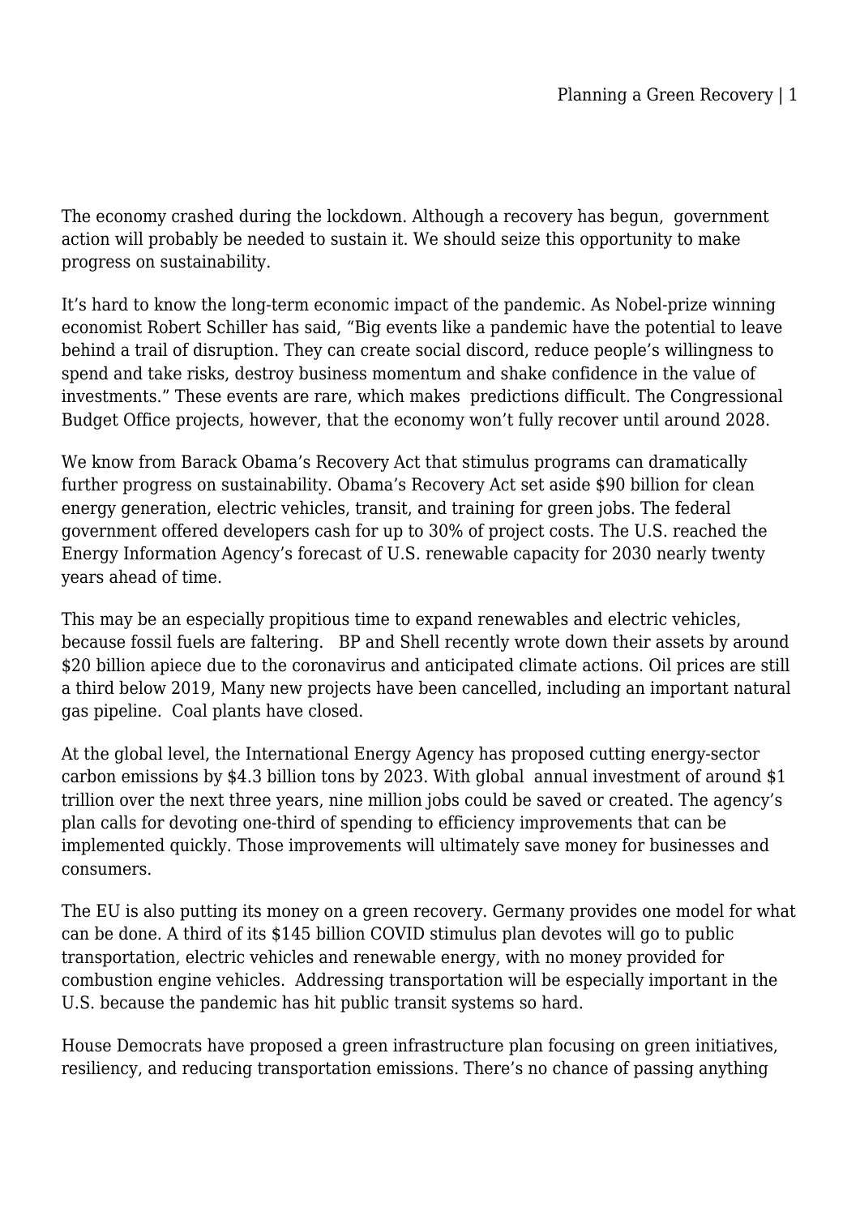The economy crashed during the lockdown. Although a recovery has begun, government action will probably be needed to sustain it. We should seize this opportunity to make progress on sustainability.

It's hard to know the long-term economic impact of the pandemic. As Nobel-prize winning economist Robert Schiller has said, "Big events like a pandemic have the potential to leave behind a trail of disruption. They can create social discord, reduce people's willingness to spend and take risks, destroy business momentum and shake confidence in the value of investments." These events are rare, which makes predictions difficult. The Congressional Budget Office projects, however, that the economy won't fully recover until around 2028.

We know from Barack Obama's Recovery Act that stimulus programs can dramatically further progress on sustainability. Obama's Recovery Act set aside $90 billion for clean energy generation, electric vehicles, transit, and training for green jobs. The federal government offered developers cash for up to 30% of project costs. The U.S. reached the Energy Information Agency's forecast of U.S. renewable capacity for 2030 nearly twenty years ahead of time.

This may be an especially propitious time to expand renewables and electric vehicles, because fossil fuels are faltering. BP and Shell recently wrote down their assets by around $20 billion apiece due to the coronavirus and anticipated climate actions. Oil prices are still a third below 2019, Many new projects have been cancelled, including an important natural gas pipeline. Coal plants have closed.

At the global level, the International Energy Agency has proposed cutting energy-sector carbon emissions by $4.3 billion tons by 2023. With global annual investment of around $1 trillion over the next three years, nine million jobs could be saved or created. The agency's plan calls for devoting one-third of spending to efficiency improvements that can be implemented quickly. Those improvements will ultimately save money for businesses and consumers.

The EU is also putting its money on a green recovery. Germany provides one model for what can be done. A third of its $145 billion COVID stimulus plan devotes will go to public transportation, electric vehicles and renewable energy, with no money provided for combustion engine vehicles. Addressing transportation will be especially important in the U.S. because the pandemic has hit public transit systems so hard.

House Democrats have proposed a green infrastructure plan focusing on green initiatives, resiliency, and reducing transportation emissions. There's no chance of passing anything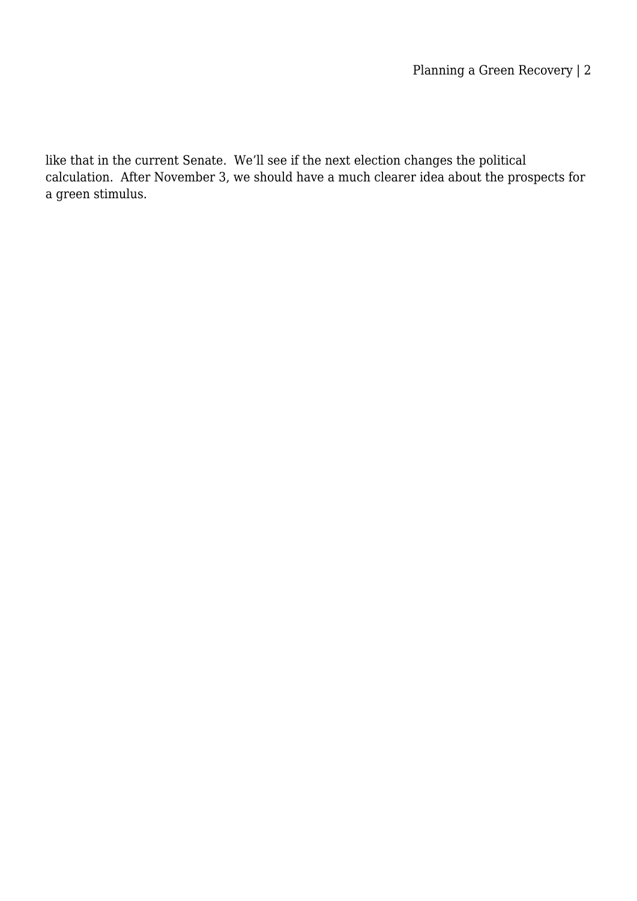like that in the current Senate.  We'll see if the next election changes the political calculation.  After November 3, we should have a much clearer idea about the prospects for a green stimulus.